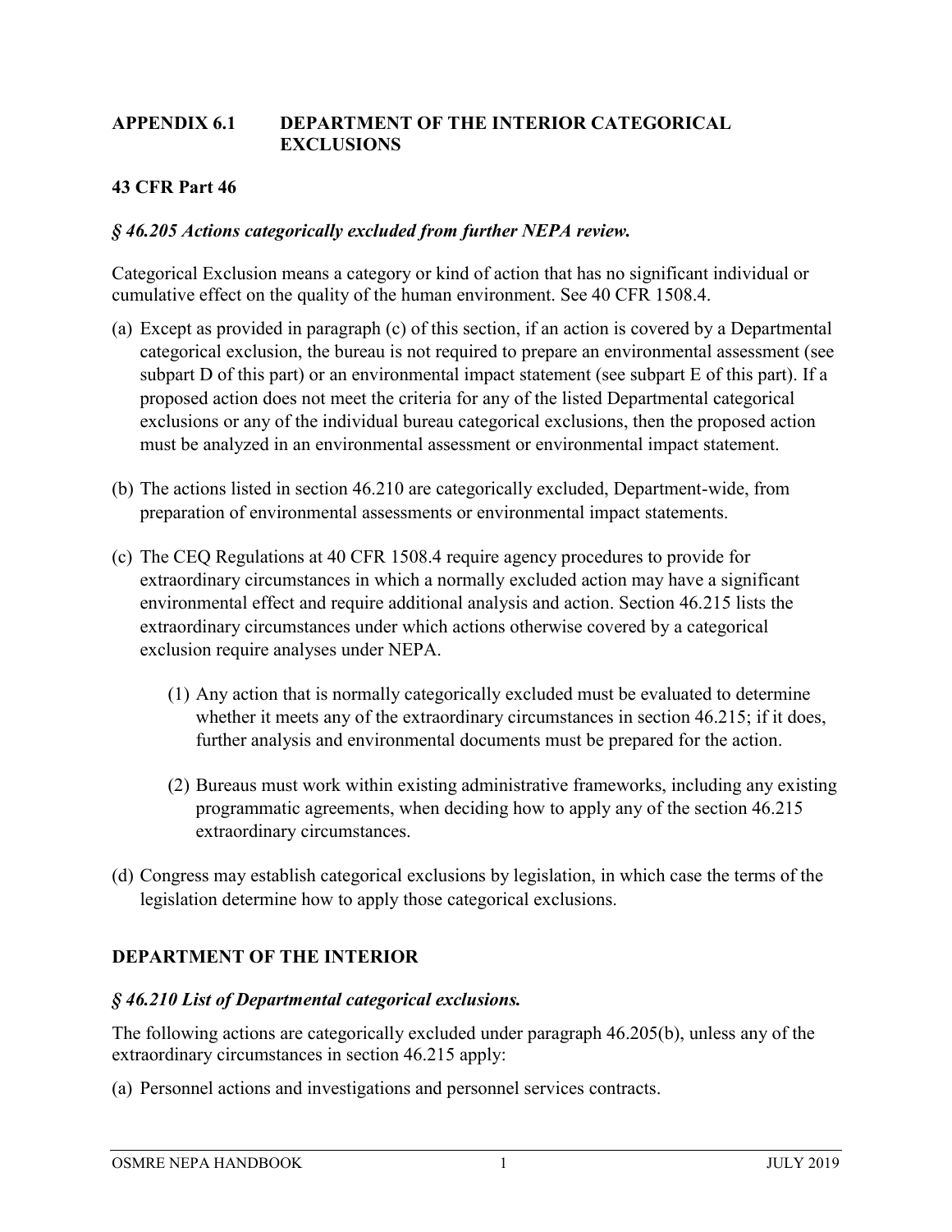## APPENDIX 6.1 DEPARTMENT OF THE INTERIOR CATEGORICAL EXCLUSIONS

### 43 CFR Part 46

#### *§ 46.205 Actions categorically excluded from further NEPA review.*

Categorical Exclusion means a category or kind of action that has no significant individual or cumulative effect on the quality of the human environment. See 40 CFR 1508.4.

(a) Except as provided in paragraph (c) of this section, if an action is covered by a Departmental categorical exclusion, the bureau is not required to prepare an environmental assessment (see subpart D of this part) or an environmental impact statement (see subpart E of this part). If a proposed action does not meet the criteria for any of the listed Departmental categorical exclusions or any of the individual bureau categorical exclusions, then the proposed action must be analyzed in an environmental assessment or environmental impact statement.

(b) The actions listed in section 46.210 are categorically excluded, Department-wide, from preparation of environmental assessments or environmental impact statements.

(c) The CEQ Regulations at 40 CFR 1508.4 require agency procedures to provide for extraordinary circumstances in which a normally excluded action may have a significant environmental effect and require additional analysis and action. Section 46.215 lists the extraordinary circumstances under which actions otherwise covered by a categorical exclusion require analyses under NEPA.

   (1) Any action that is normally categorically excluded must be evaluated to determine whether it meets any of the extraordinary circumstances in section 46.215; if it does, further analysis and environmental documents must be prepared for the action.

   (2) Bureaus must work within existing administrative frameworks, including any existing programmatic agreements, when deciding how to apply any of the section 46.215 extraordinary circumstances.

(d) Congress may establish categorical exclusions by legislation, in which case the terms of the legislation determine how to apply those categorical exclusions.

### DEPARTMENT OF THE INTERIOR

#### *§ 46.210 List of Departmental categorical exclusions.*

The following actions are categorically excluded under paragraph 46.205(b), unless any of the extraordinary circumstances in section 46.215 apply:

(a) Personnel actions and investigations and personnel services contracts.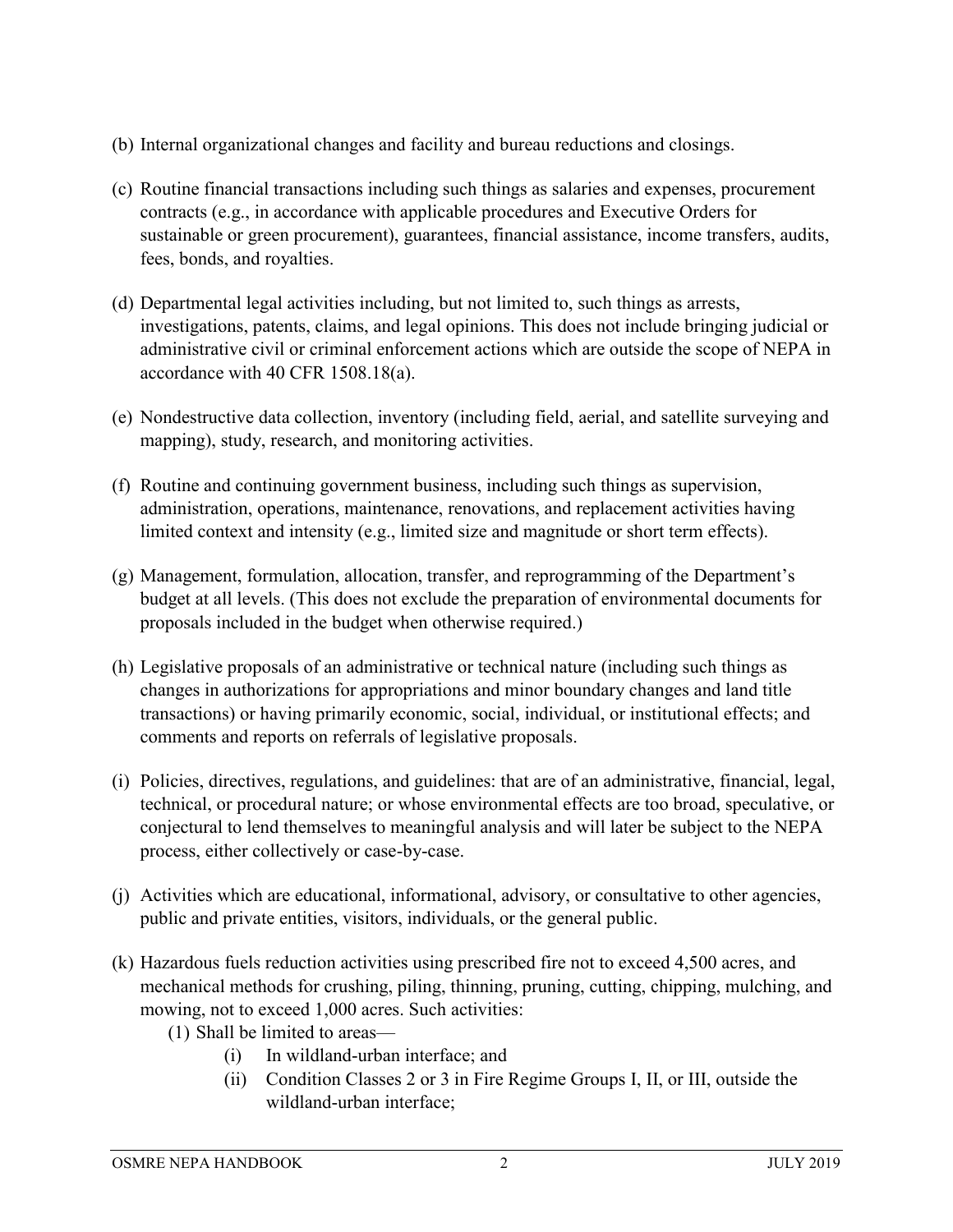(b) Internal organizational changes and facility and bureau reductions and closings.

(c) Routine financial transactions including such things as salaries and expenses, procurement contracts (e.g., in accordance with applicable procedures and Executive Orders for sustainable or green procurement), guarantees, financial assistance, income transfers, audits, fees, bonds, and royalties.

(d) Departmental legal activities including, but not limited to, such things as arrests, investigations, patents, claims, and legal opinions. This does not include bringing judicial or administrative civil or criminal enforcement actions which are outside the scope of NEPA in accordance with 40 CFR 1508.18(a).

(e) Nondestructive data collection, inventory (including field, aerial, and satellite surveying and mapping), study, research, and monitoring activities.

(f) Routine and continuing government business, including such things as supervision, administration, operations, maintenance, renovations, and replacement activities having limited context and intensity (e.g., limited size and magnitude or short term effects).

(g) Management, formulation, allocation, transfer, and reprogramming of the Department's budget at all levels. (This does not exclude the preparation of environmental documents for proposals included in the budget when otherwise required.)

(h) Legislative proposals of an administrative or technical nature (including such things as changes in authorizations for appropriations and minor boundary changes and land title transactions) or having primarily economic, social, individual, or institutional effects; and comments and reports on referrals of legislative proposals.

(i) Policies, directives, regulations, and guidelines: that are of an administrative, financial, legal, technical, or procedural nature; or whose environmental effects are too broad, speculative, or conjectural to lend themselves to meaningful analysis and will later be subject to the NEPA process, either collectively or case-by-case.

(j) Activities which are educational, informational, advisory, or consultative to other agencies, public and private entities, visitors, individuals, or the general public.

(k) Hazardous fuels reduction activities using prescribed fire not to exceed 4,500 acres, and mechanical methods for crushing, piling, thinning, pruning, cutting, chipping, mulching, and mowing, not to exceed 1,000 acres. Such activities:
   (1) Shall be limited to areas—
      (i) In wildland-urban interface; and
      (ii) Condition Classes 2 or 3 in Fire Regime Groups I, II, or III, outside the wildland-urban interface;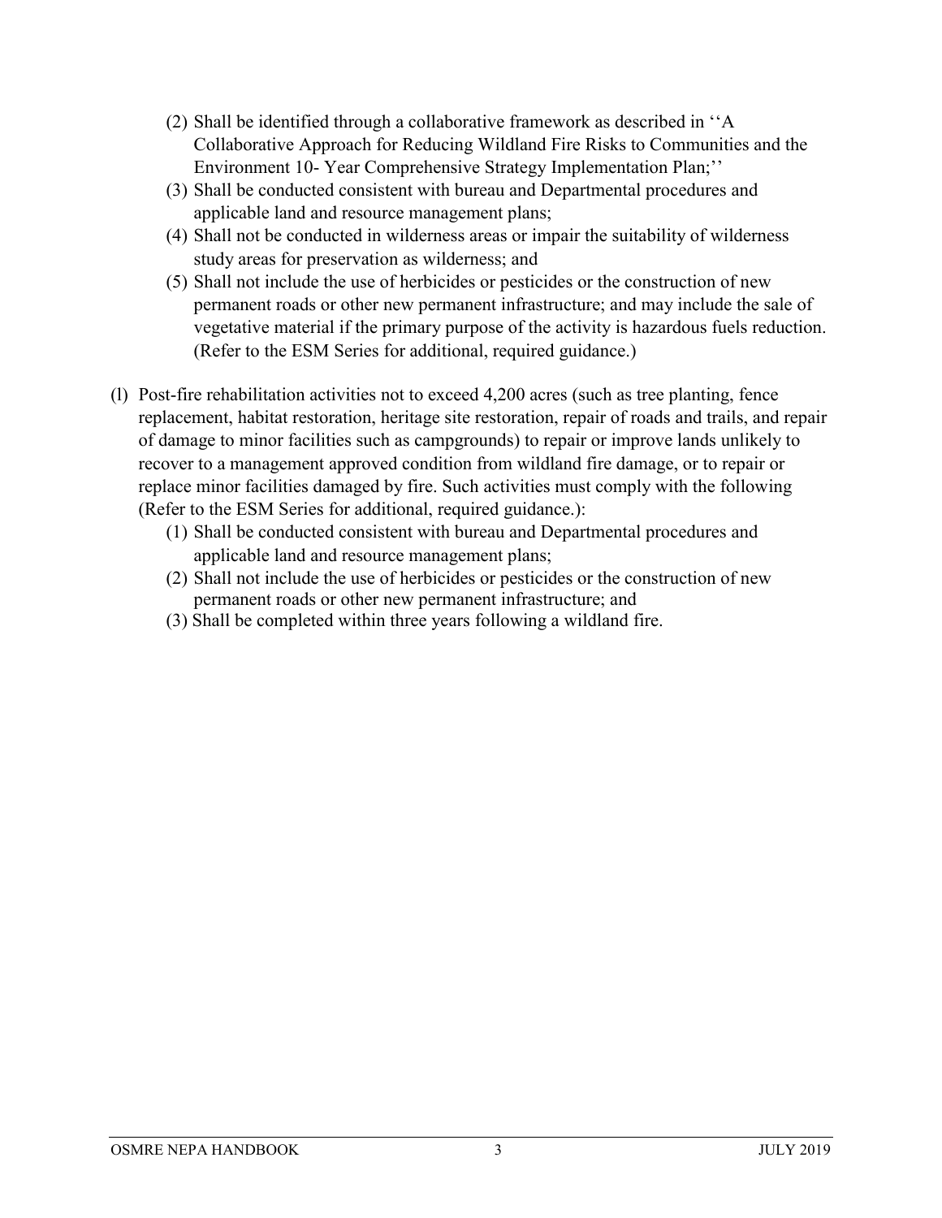(2) Shall be identified through a collaborative framework as described in ''A Collaborative Approach for Reducing Wildland Fire Risks to Communities and the Environment 10- Year Comprehensive Strategy Implementation Plan;''

(3) Shall be conducted consistent with bureau and Departmental procedures and applicable land and resource management plans;

(4) Shall not be conducted in wilderness areas or impair the suitability of wilderness study areas for preservation as wilderness; and

(5) Shall not include the use of herbicides or pesticides or the construction of new permanent roads or other new permanent infrastructure; and may include the sale of vegetative material if the primary purpose of the activity is hazardous fuels reduction. (Refer to the ESM Series for additional, required guidance.)

(l) Post-fire rehabilitation activities not to exceed 4,200 acres (such as tree planting, fence replacement, habitat restoration, heritage site restoration, repair of roads and trails, and repair of damage to minor facilities such as campgrounds) to repair or improve lands unlikely to recover to a management approved condition from wildland fire damage, or to repair or replace minor facilities damaged by fire. Such activities must comply with the following (Refer to the ESM Series for additional, required guidance.):

(1) Shall be conducted consistent with bureau and Departmental procedures and applicable land and resource management plans;

(2) Shall not include the use of herbicides or pesticides or the construction of new permanent roads or other new permanent infrastructure; and

(3) Shall be completed within three years following a wildland fire.